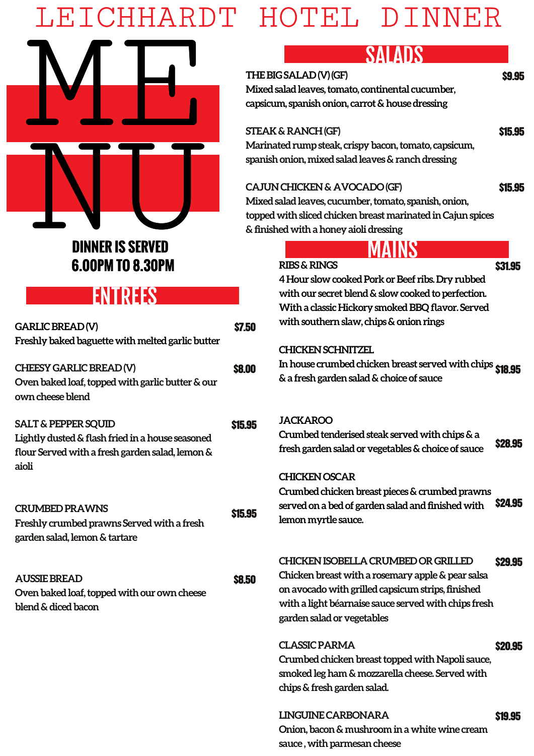# LEICHHARDT HOTEL DINNER

# MENU

**DINNER IS SERVED 6.00PM TO 8.30PM**

## ENTREES

**GARLIC BREAD (V)** — $7.50
Freshly baked baguette with melted garlic butter

**CHEESY GARLIC BREAD (V)** — $8.00
Oven baked loaf, topped with garlic butter & our own cheese blend

**SALT & PEPPER SQUID** — $15.95
Lightly dusted & flash fried in a house seasoned flour Served with a fresh garden salad, lemon & aioli

**CRUMBED PRAWNS** — $15.95
Freshly crumbed prawns Served with a fresh garden salad, lemon & tartare

**AUSSIE BREAD** — $8.50
Oven baked loaf, topped with our own cheese blend & diced bacon

## SALADS

**THE BIG SALAD (V) (GF)** — $9.95
Mixed salad leaves, tomato, continental cucumber, capsicum, spanish onion, carrot & house dressing

**STEAK & RANCH (GF)** — $15.95
Marinated rump steak, crispy bacon, tomato, capsicum, spanish onion, mixed salad leaves & ranch dressing

**CAJUN CHICKEN & AVOCADO (GF)** — $15.95
Mixed salad leaves, cucumber, tomato, spanish, onion, topped with sliced chicken breast marinated in Cajun spices & finished with a honey aioli dressing

## MAINS

**RIBS & RINGS** — $31.95
4 Hour slow cooked Pork or Beef ribs. Dry rubbed with our secret blend & slow cooked to perfection. With a classic Hickory smoked BBQ flavor. Served with southern slaw, chips & onion rings

**CHICKEN SCHNITZEL** — $18.95
In house crumbed chicken breast served with chips & a fresh garden salad & choice of sauce

**JACKAROO** — $28.95
Crumbed tenderised steak served with chips & a fresh garden salad or vegetables & choice of sauce

**CHICKEN OSCAR** — $24.95
Crumbed chicken breast pieces & crumbed prawns served on a bed of garden salad and finished with lemon myrtle sauce.

**CHICKEN ISOBELLA CRUMBED OR GRILLED** — $29.95
Chicken breast with a rosemary apple & pear salsa on avocado with grilled capsicum strips, finished with a light béarnaise sauce served with chips fresh garden salad or vegetables

**CLASSIC PARMA** — $20.95
Crumbed chicken breast topped with Napoli sauce, smoked leg ham & mozzarella cheese. Served with chips & fresh garden salad.

**LINGUINE CARBONARA** — $19.95
Onion, bacon & mushroom in a white wine cream sauce , with parmesan cheese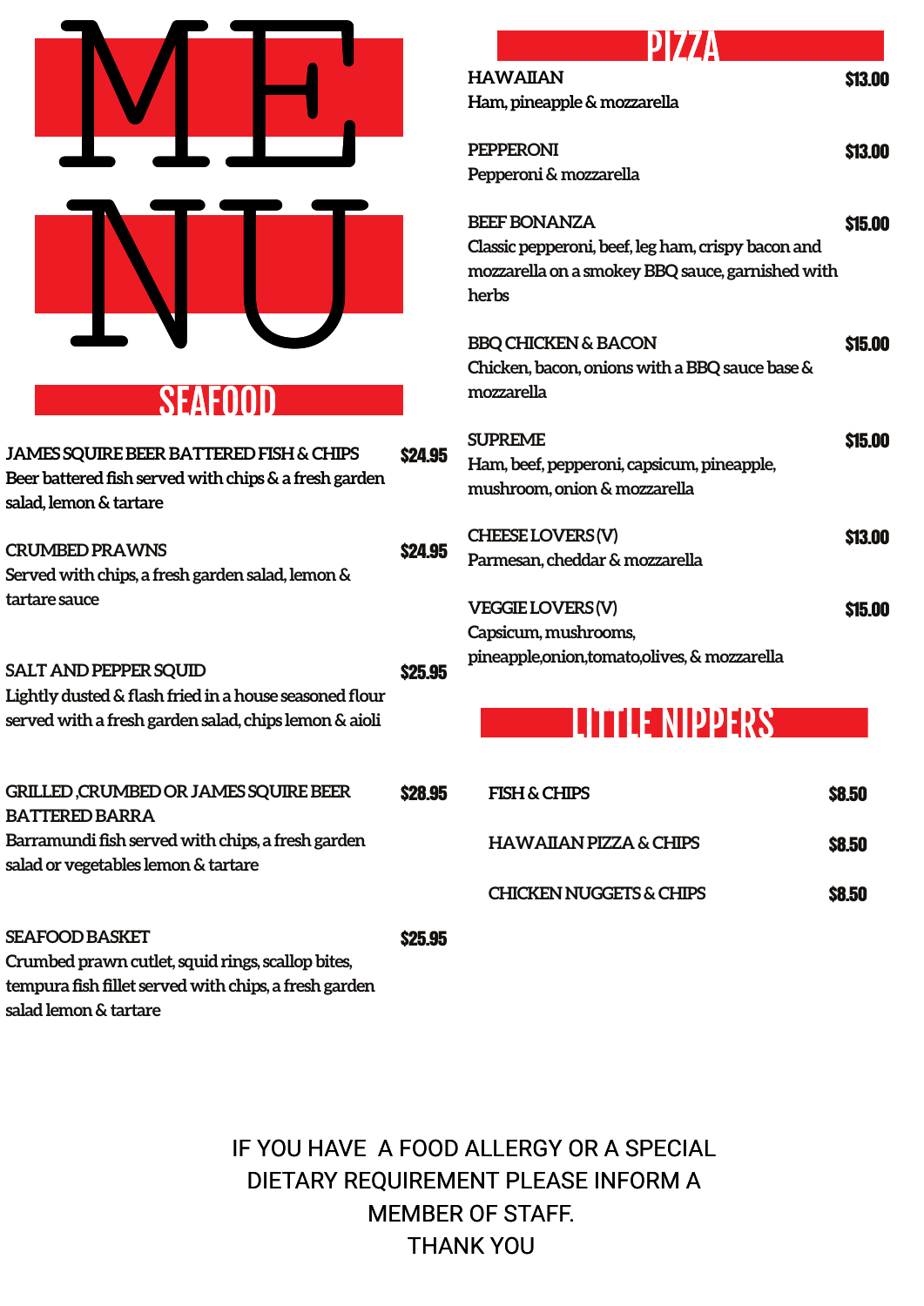# MENU

## SEAFOOD

**JAMES SQUIRE BEER BATTERED FISH & CHIPS** — **$24.95**
Beer battered fish served with chips & a fresh garden salad, lemon & tartare

**CRUMBED PRAWNS** — **$24.95**
Served with chips, a fresh garden salad, lemon & tartare sauce

**SALT AND PEPPER SQUID** — **$25.95**
Lightly dusted & flash fried in a house seasoned flour served with a fresh garden salad, chips lemon & aioli

**GRILLED ,CRUMBED OR JAMES SQUIRE BEER BATTERED BARRA** — **$28.95**
Barramundi fish served with chips, a fresh garden salad or vegetables lemon & tartare

**SEAFOOD BASKET** — **$25.95**
Crumbed prawn cutlet, squid rings, scallop bites, tempura fish fillet served with chips, a fresh garden salad lemon & tartare

## PIZZA

**HAWAIIAN** — **$13.00**
Ham, pineapple & mozzarella

**PEPPERONI** — **$13.00**
Pepperoni & mozzarella

**BEEF BONANZA** — **$15.00**
Classic pepperoni, beef, leg ham, crispy bacon and mozzarella on a smokey BBQ sauce, garnished with herbs

**BBQ CHICKEN & BACON** — **$15.00**
Chicken, bacon, onions with a BBQ sauce base & mozzarella

**SUPREME** — **$15.00**
Ham, beef, pepperoni, capsicum, pineapple, mushroom, onion & mozzarella

**CHEESE LOVERS (V)** — **$13.00**
Parmesan, cheddar & mozzarella

**VEGGIE LOVERS (V)** — **$15.00**
Capsicum, mushrooms, pineapple,onion,tomato,olives, & mozzarella

## LITTLE NIPPERS

**FISH & CHIPS** — **$8.50**

**HAWAIIAN PIZZA & CHIPS** — **$8.50**

**CHICKEN NUGGETS & CHIPS** — **$8.50**

IF YOU HAVE A FOOD ALLERGY OR A SPECIAL DIETARY REQUIREMENT PLEASE INFORM A MEMBER OF STAFF.
THANK YOU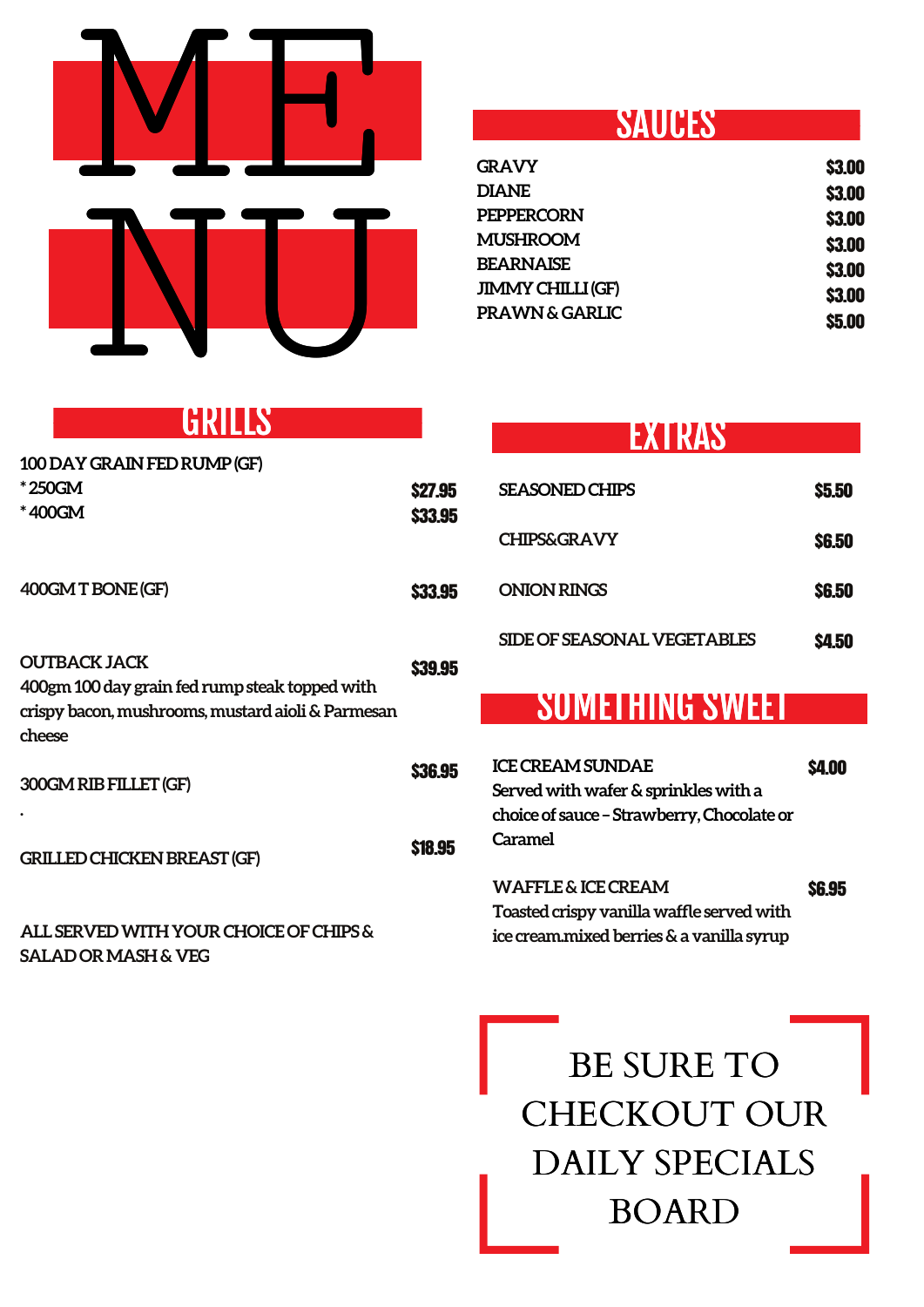# MENU

## SAUCES

| | |
|---|---|
| GRAVY | $3.00 |
| DIANE | $3.00 |
| PEPPERCORN | $3.00 |
| MUSHROOM | $3.00 |
| BEARNAISE | $3.00 |
| JIMMY CHILLI (GF) | $3.00 |
| PRAWN & GARLIC | $5.00 |

## GRILLS

**100 DAY GRAIN FED RUMP (GF)**
* 250GM — $27.95
* 400GM — $33.95

**400GM T BONE (GF)** — $33.95

**OUTBACK JACK** — $39.95
400gm 100 day grain fed rump steak topped with crispy bacon, mushrooms, mustard aioli & Parmesan cheese

**300GM RIB FILLET (GF)** — $36.95

.

**GRILLED CHICKEN BREAST (GF)** — $18.95

ALL SERVED WITH YOUR CHOICE OF CHIPS & SALAD OR MASH & VEG

## EXTRAS

| | |
|---|---|
| SEASONED CHIPS | $5.50 |
| CHIPS&GRAVY | $6.50 |
| ONION RINGS | $6.50 |
| SIDE OF SEASONAL VEGETABLES | $4.50 |

## SOMETHING SWEET

**ICE CREAM SUNDAE** — $4.00
Served with wafer & sprinkles with a choice of sauce – Strawberry, Chocolate or Caramel

**WAFFLE & ICE CREAM** — $6.95
Toasted crispy vanilla waffle served with ice cream.mixed berries & a vanilla syrup

BE SURE TO CHECKOUT OUR DAILY SPECIALS BOARD